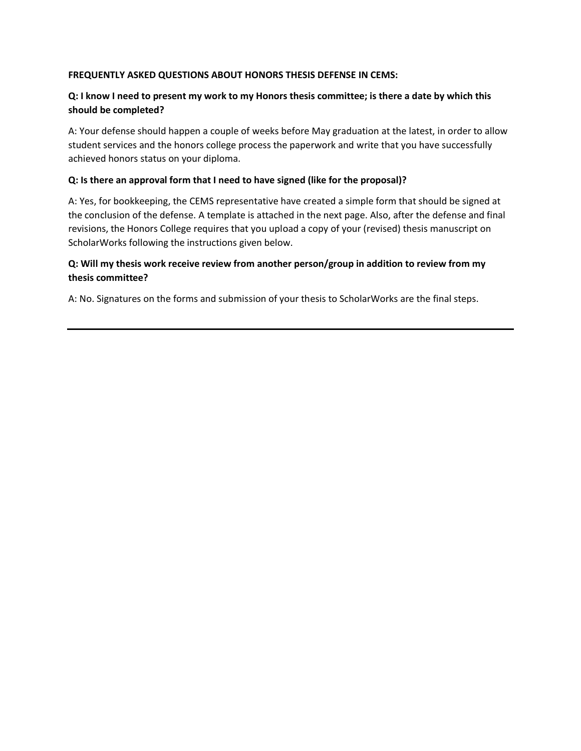**FREQUENTLY ASKED QUESTIONS ABOUT HONORS THESIS DEFENSE IN CEMS:**

**Q: I know I need to present my work to my Honors thesis committee; is there a date by which this should be completed?**

A: Your defense should happen a couple of weeks before May graduation at the latest, in order to allow student services and the honors college process the paperwork and write that you have successfully achieved honors status on your diploma.

**Q: Is there an approval form that I need to have signed (like for the proposal)?**

A: Yes, for bookkeeping, the CEMS representative have created a simple form that should be signed at the conclusion of the defense. A template is attached in the next page. Also, after the defense and final revisions, the Honors College requires that you upload a copy of your (revised) thesis manuscript on ScholarWorks following the instructions given below.

**Q: Will my thesis work receive review from another person/group in addition to review from my thesis committee?**

A: No. Signatures on the forms and submission of your thesis to ScholarWorks are the final steps.

---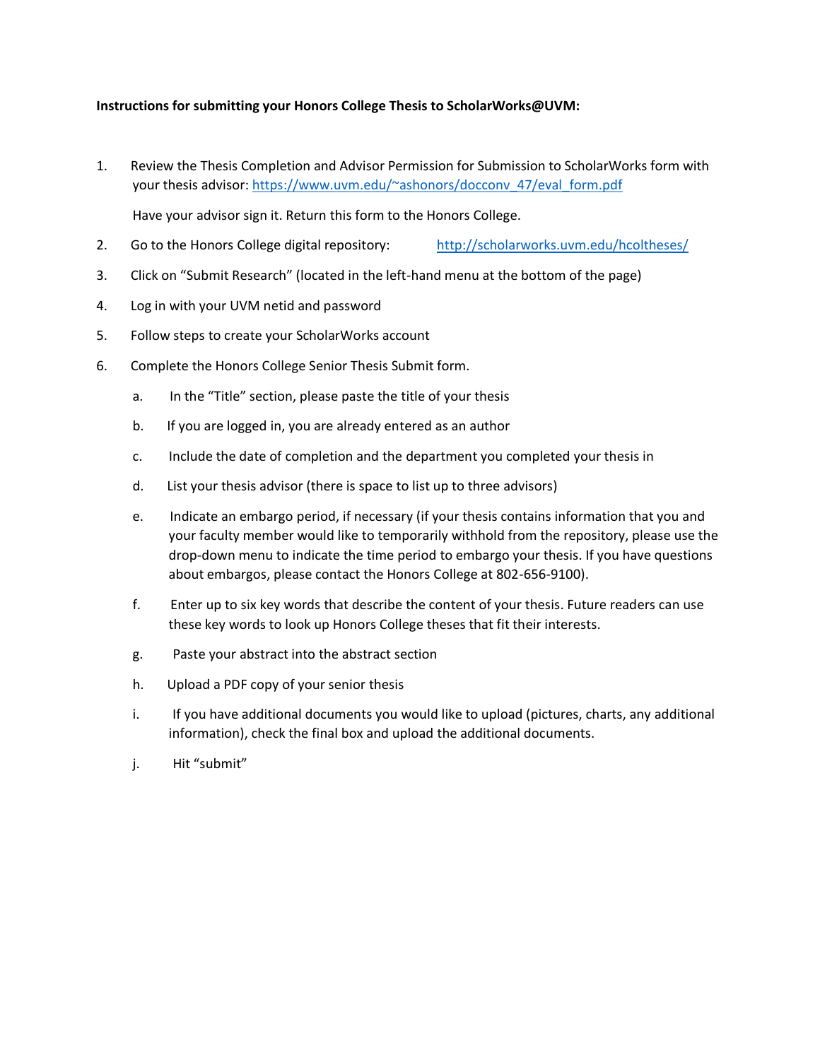**Instructions for submitting your Honors College Thesis to ScholarWorks@UVM:**

1. Review the Thesis Completion and Advisor Permission for Submission to ScholarWorks form with your thesis advisor: https://www.uvm.edu/~ashonors/docconv_47/eval_form.pdf

   Have your advisor sign it. Return this form to the Honors College.

2. Go to the Honors College digital repository: http://scholarworks.uvm.edu/hcoltheses/
3. Click on "Submit Research" (located in the left-hand menu at the bottom of the page)
4. Log in with your UVM netid and password
5. Follow steps to create your ScholarWorks account
6. Complete the Honors College Senior Thesis Submit form.
   a. In the "Title" section, please paste the title of your thesis
   b. If you are logged in, you are already entered as an author
   c. Include the date of completion and the department you completed your thesis in
   d. List your thesis advisor (there is space to list up to three advisors)
   e. Indicate an embargo period, if necessary (if your thesis contains information that you and your faculty member would like to temporarily withhold from the repository, please use the drop-down menu to indicate the time period to embargo your thesis. If you have questions about embargos, please contact the Honors College at 802-656-9100).
   f. Enter up to six key words that describe the content of your thesis. Future readers can use these key words to look up Honors College theses that fit their interests.
   g. Paste your abstract into the abstract section
   h. Upload a PDF copy of your senior thesis
   i. If you have additional documents you would like to upload (pictures, charts, any additional information), check the final box and upload the additional documents.
   j. Hit "submit"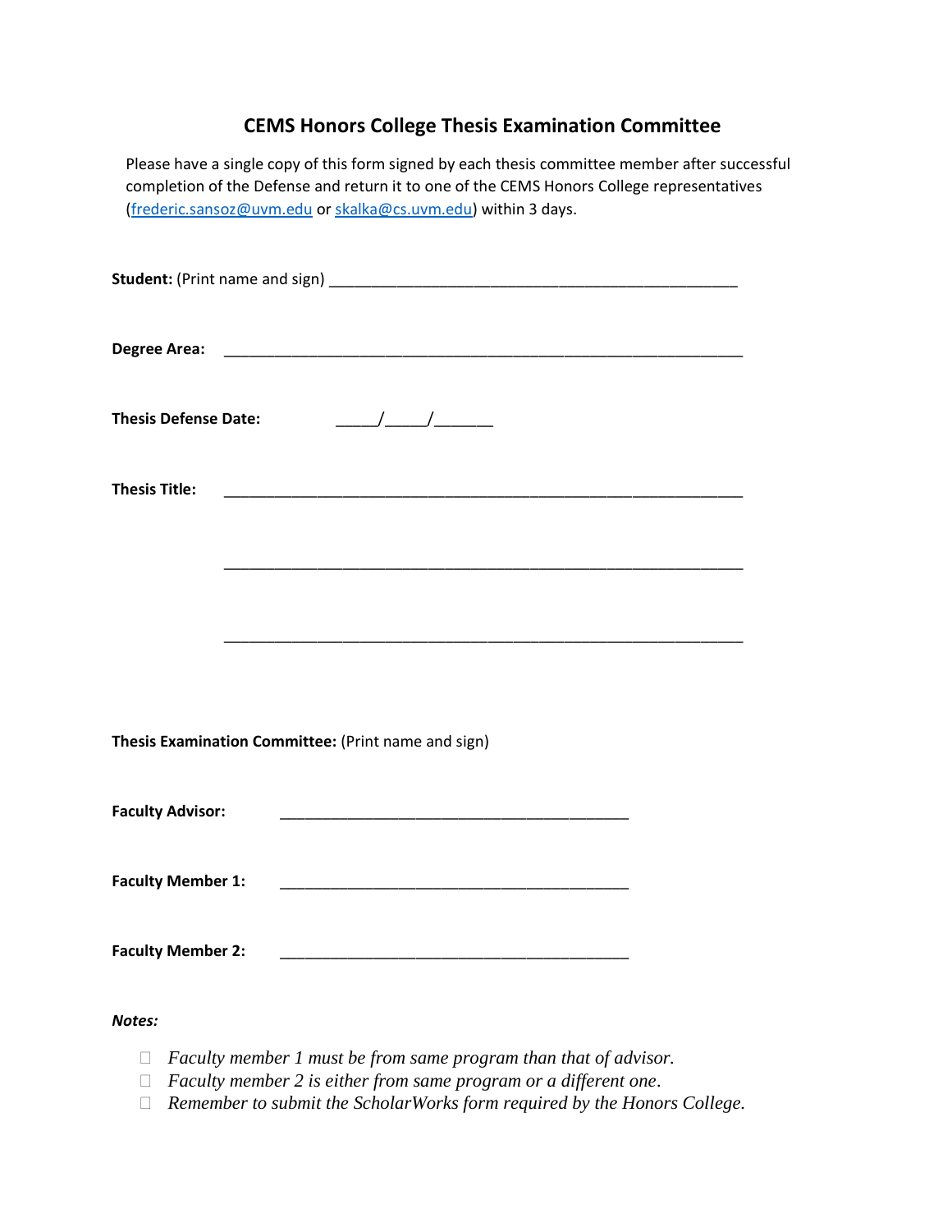# CEMS Honors College Thesis Examination Committee

Please have a single copy of this form signed by each thesis committee member after successful completion of the Defense and return it to one of the CEMS Honors College representatives (frederic.sansoz@uvm.edu or skalka@cs.uvm.edu) within 3 days.

**Student:** (Print name and sign) ______________________________________________

**Degree Area:** ______________________________________________

**Thesis Defense Date:** _____/_____/_______

**Thesis Title:** ______________________________________________

______________________________________________

______________________________________________

**Thesis Examination Committee:** (Print name and sign)

**Faculty Advisor:** ________________________________________

**Faculty Member 1:** ________________________________________

**Faculty Member 2:** ________________________________________

***Notes:***

- *Faculty member 1 must be from same program than that of advisor.*
- *Faculty member 2 is either from same program or a different one.*
- *Remember to submit the ScholarWorks form required by the Honors College.*